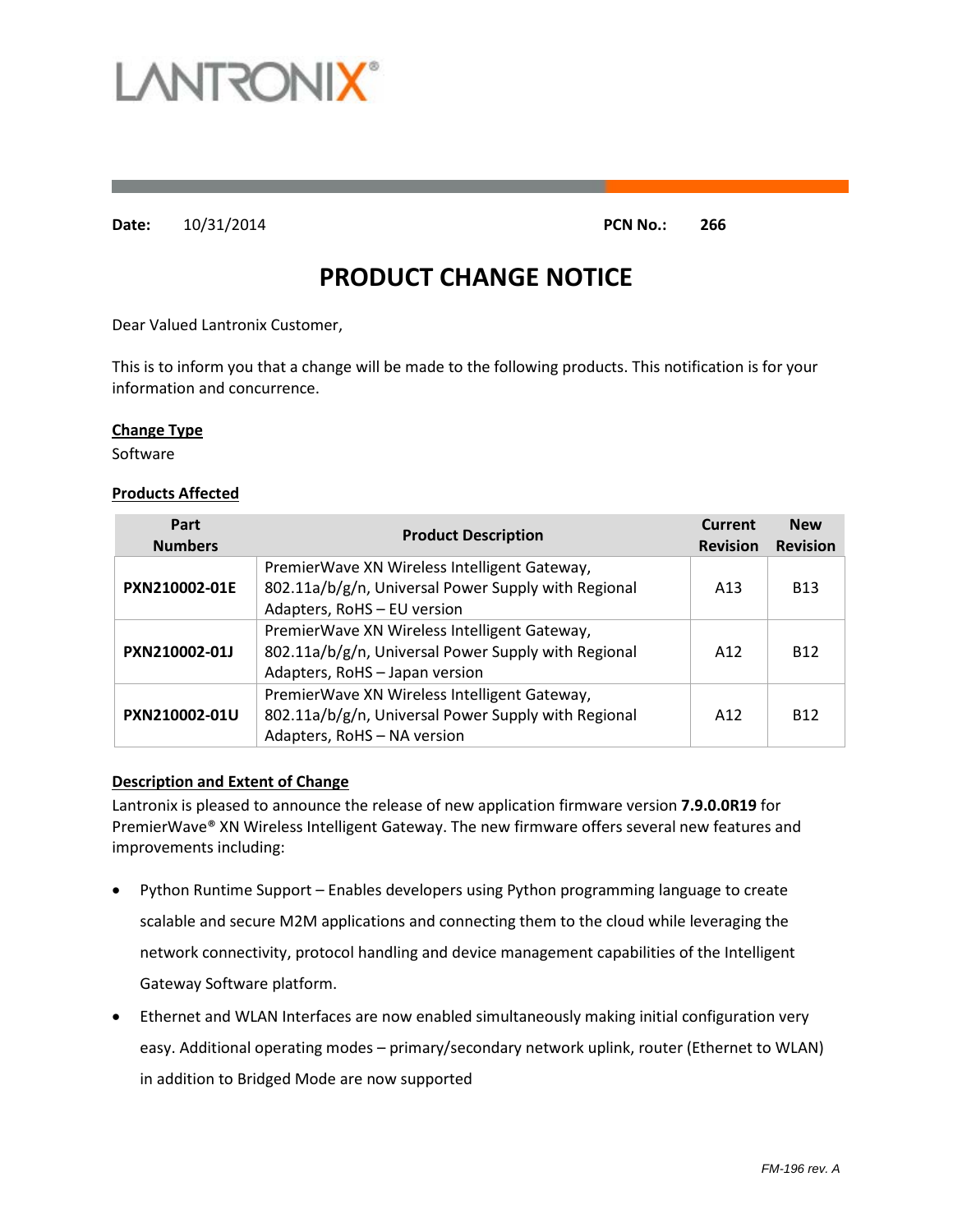LANTRONIX®

**Date:** 10/31/2014 **PCN No.:** **266**

# PRODUCT CHANGE NOTICE

Dear Valued Lantronix Customer,

This is to inform you that a change will be made to the following products. This notification is for your information and concurrence.

**Change Type**

Software

**Products Affected**

| Part Numbers | Product Description | Current Revision | New Revision |
|---|---|---|---|
| **PXN210002-01E** | PremierWave XN Wireless Intelligent Gateway, 802.11a/b/g/n, Universal Power Supply with Regional Adapters, RoHS – EU version | A13 | B13 |
| **PXN210002-01J** | PremierWave XN Wireless Intelligent Gateway, 802.11a/b/g/n, Universal Power Supply with Regional Adapters, RoHS – Japan version | A12 | B12 |
| **PXN210002-01U** | PremierWave XN Wireless Intelligent Gateway, 802.11a/b/g/n, Universal Power Supply with Regional Adapters, RoHS – NA version | A12 | B12 |

**Description and Extent of Change**

Lantronix is pleased to announce the release of new application firmware version **7.9.0.0R19** for PremierWave® XN Wireless Intelligent Gateway. The new firmware offers several new features and improvements including:

- Python Runtime Support – Enables developers using Python programming language to create scalable and secure M2M applications and connecting them to the cloud while leveraging the network connectivity, protocol handling and device management capabilities of the Intelligent Gateway Software platform.
- Ethernet and WLAN Interfaces are now enabled simultaneously making initial configuration very easy. Additional operating modes – primary/secondary network uplink, router (Ethernet to WLAN) in addition to Bridged Mode are now supported

*FM-196 rev. A*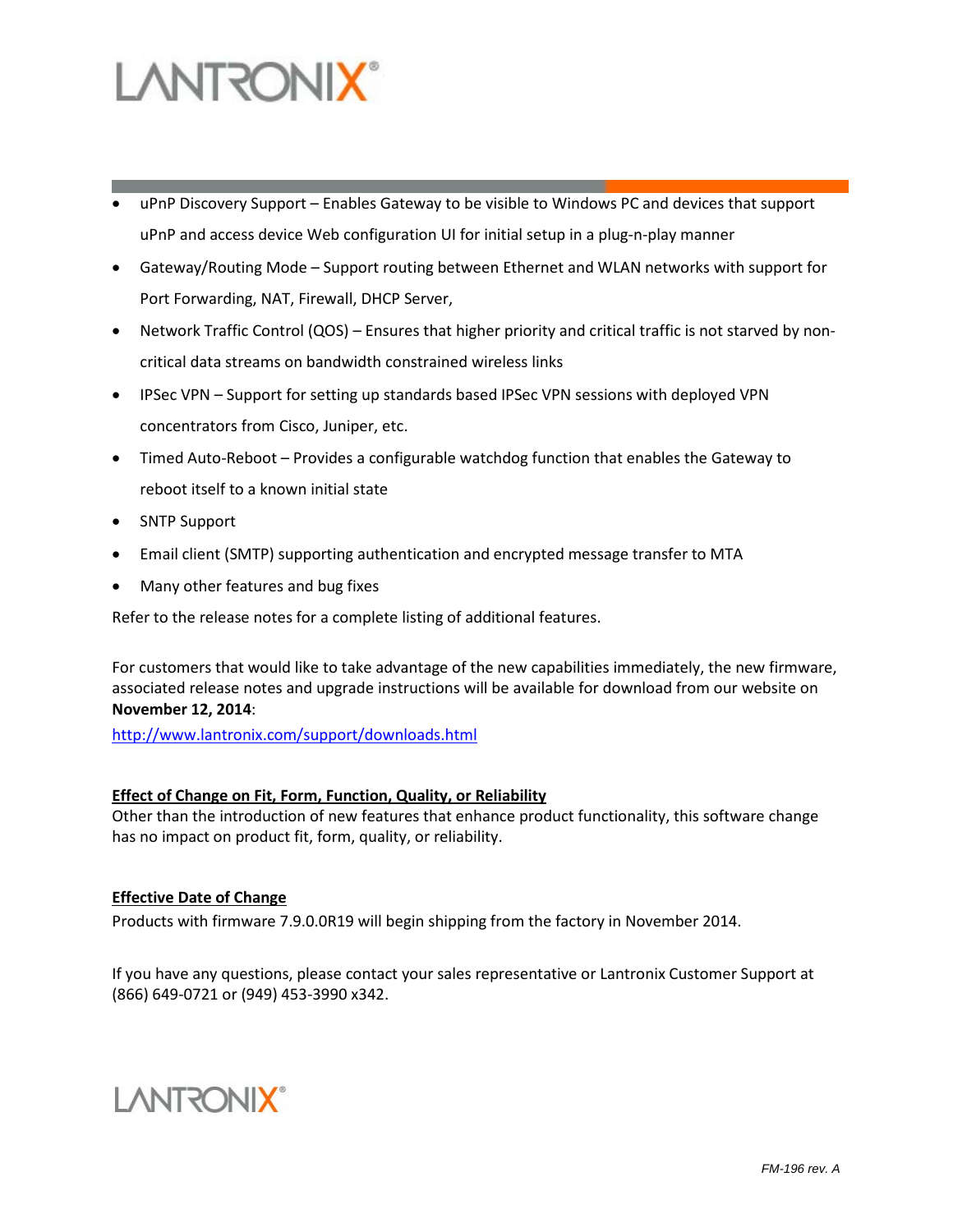- uPnP Discovery Support – Enables Gateway to be visible to Windows PC and devices that support uPnP and access device Web configuration UI for initial setup in a plug-n-play manner
- Gateway/Routing Mode – Support routing between Ethernet and WLAN networks with support for Port Forwarding, NAT, Firewall, DHCP Server,
- Network Traffic Control (QOS) – Ensures that higher priority and critical traffic is not starved by non-critical data streams on bandwidth constrained wireless links
- IPSec VPN – Support for setting up standards based IPSec VPN sessions with deployed VPN concentrators from Cisco, Juniper, etc.
- Timed Auto-Reboot – Provides a configurable watchdog function that enables the Gateway to reboot itself to a known initial state
- SNTP Support
- Email client (SMTP) supporting authentication and encrypted message transfer to MTA
- Many other features and bug fixes

Refer to the release notes for a complete listing of additional features.

For customers that would like to take advantage of the new capabilities immediately, the new firmware, associated release notes and upgrade instructions will be available for download from our website on **November 12, 2014**:

http://www.lantronix.com/support/downloads.html

**Effect of Change on Fit, Form, Function, Quality, or Reliability**

Other than the introduction of new features that enhance product functionality, this software change has no impact on product fit, form, quality, or reliability.

**Effective Date of Change**

Products with firmware 7.9.0.0R19 will begin shipping from the factory in November 2014.

If you have any questions, please contact your sales representative or Lantronix Customer Support at (866) 649-0721 or (949) 453-3990 x342.

LANTRONIX®

*FM-196 rev. A*